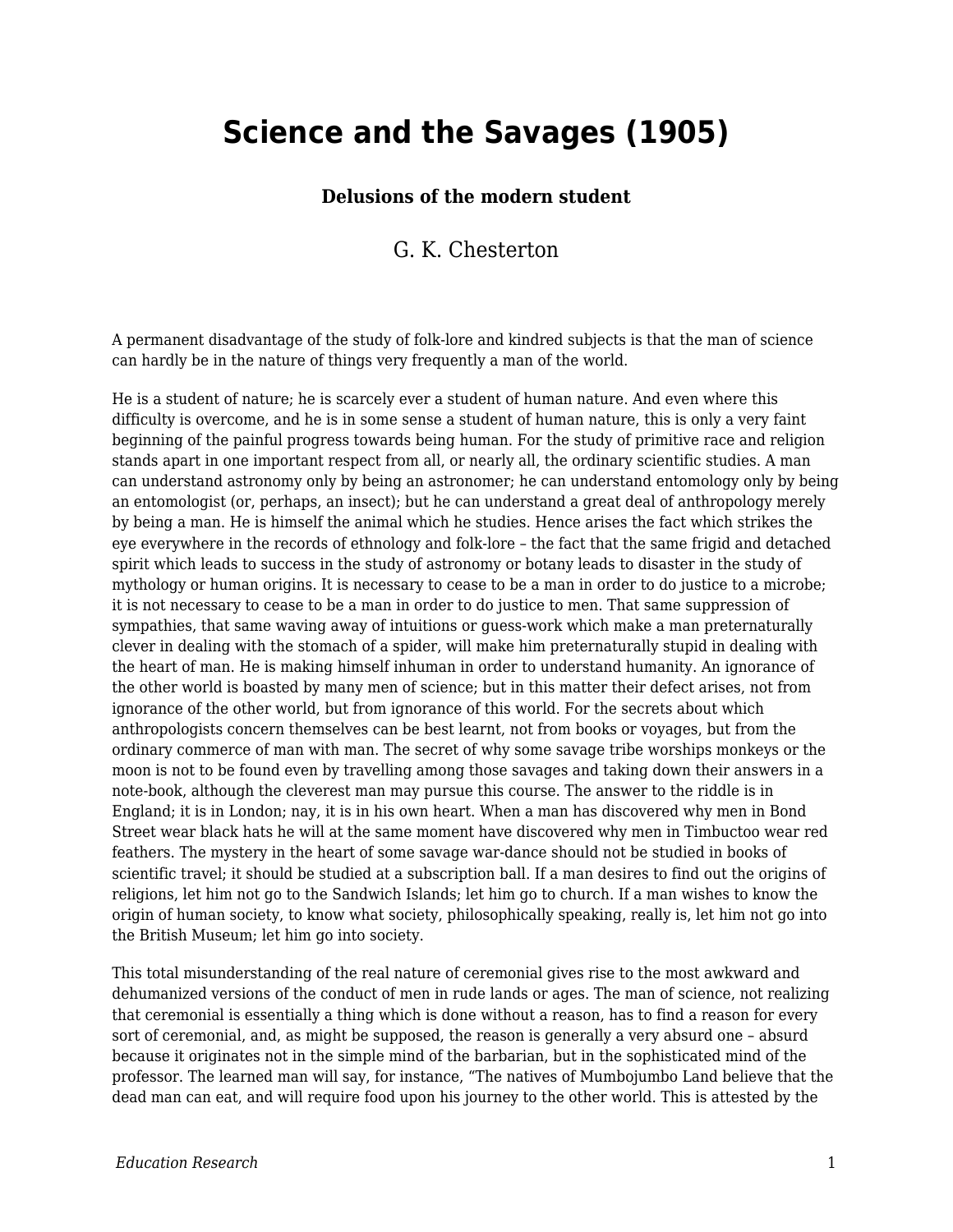# Science and the Savages (1905)

### Delusions of the modern student

G. K. Chesterton

A permanent disadvantage of the study of folk-lore and kindred subjects is that the man of science can hardly be in the nature of things very frequently a man of the world.

He is a student of nature; he is scarcely ever a student of human nature. And even where this difficulty is overcome, and he is in some sense a student of human nature, this is only a very faint beginning of the painful progress towards being human. For the study of primitive race and religion stands apart in one important respect from all, or nearly all, the ordinary scientific studies. A man can understand astronomy only by being an astronomer; he can understand entomology only by being an entomologist (or, perhaps, an insect); but he can understand a great deal of anthropology merely by being a man. He is himself the animal which he studies. Hence arises the fact which strikes the eye everywhere in the records of ethnology and folk-lore – the fact that the same frigid and detached spirit which leads to success in the study of astronomy or botany leads to disaster in the study of mythology or human origins. It is necessary to cease to be a man in order to do justice to a microbe; it is not necessary to cease to be a man in order to do justice to men. That same suppression of sympathies, that same waving away of intuitions or guess-work which make a man preternaturally clever in dealing with the stomach of a spider, will make him preternaturally stupid in dealing with the heart of man. He is making himself inhuman in order to understand humanity. An ignorance of the other world is boasted by many men of science; but in this matter their defect arises, not from ignorance of the other world, but from ignorance of this world. For the secrets about which anthropologists concern themselves can be best learnt, not from books or voyages, but from the ordinary commerce of man with man. The secret of why some savage tribe worships monkeys or the moon is not to be found even by travelling among those savages and taking down their answers in a note-book, although the cleverest man may pursue this course. The answer to the riddle is in England; it is in London; nay, it is in his own heart. When a man has discovered why men in Bond Street wear black hats he will at the same moment have discovered why men in Timbuctoo wear red feathers. The mystery in the heart of some savage war-dance should not be studied in books of scientific travel; it should be studied at a subscription ball. If a man desires to find out the origins of religions, let him not go to the Sandwich Islands; let him go to church. If a man wishes to know the origin of human society, to know what society, philosophically speaking, really is, let him not go into the British Museum; let him go into society.

This total misunderstanding of the real nature of ceremonial gives rise to the most awkward and dehumanized versions of the conduct of men in rude lands or ages. The man of science, not realizing that ceremonial is essentially a thing which is done without a reason, has to find a reason for every sort of ceremonial, and, as might be supposed, the reason is generally a very absurd one – absurd because it originates not in the simple mind of the barbarian, but in the sophisticated mind of the professor. The learned man will say, for instance, “The natives of Mumbojumbo Land believe that the dead man can eat, and will require food upon his journey to the other world. This is attested by the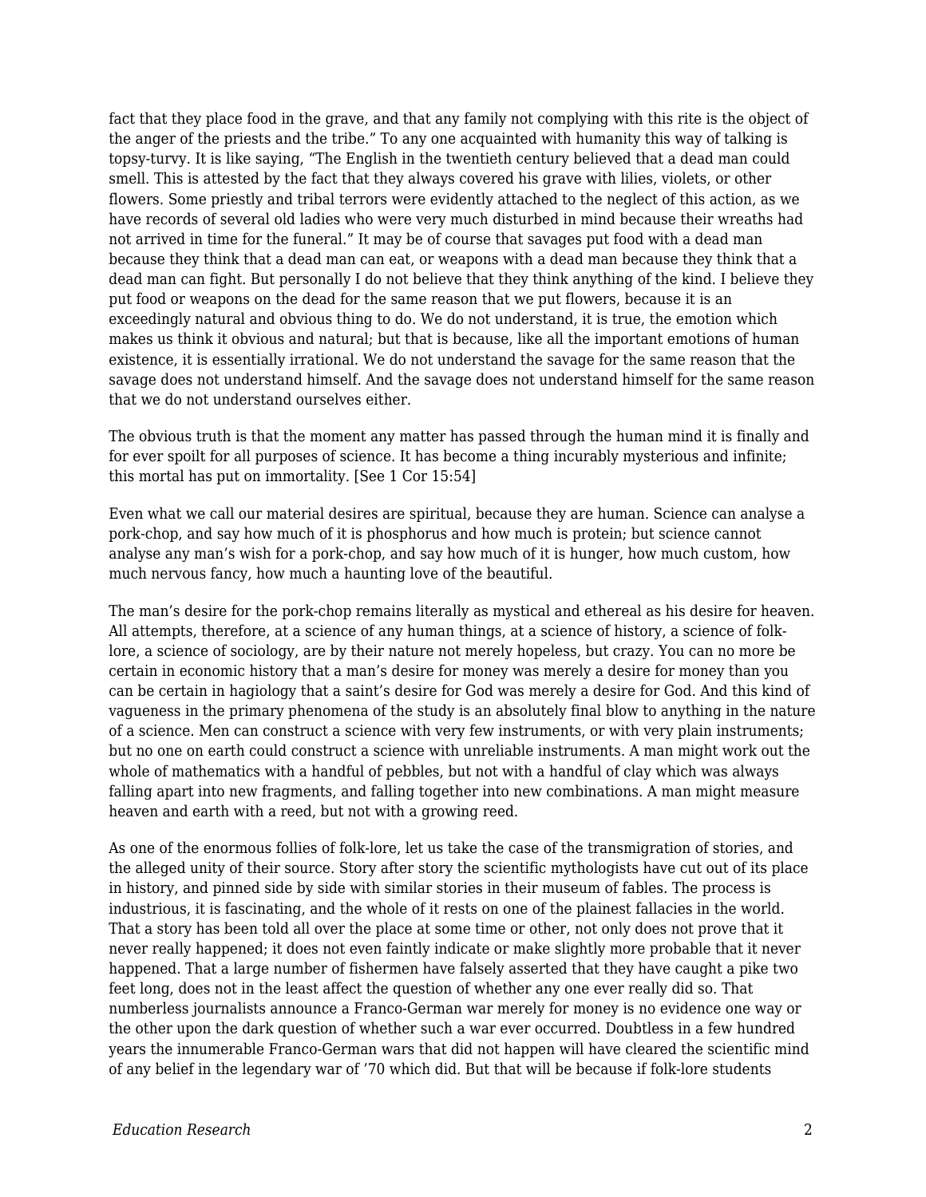fact that they place food in the grave, and that any family not complying with this rite is the object of the anger of the priests and the tribe.” To any one acquainted with humanity this way of talking is topsy-turvy. It is like saying, “The English in the twentieth century believed that a dead man could smell. This is attested by the fact that they always covered his grave with lilies, violets, or other flowers. Some priestly and tribal terrors were evidently attached to the neglect of this action, as we have records of several old ladies who were very much disturbed in mind because their wreaths had not arrived in time for the funeral.” It may be of course that savages put food with a dead man because they think that a dead man can eat, or weapons with a dead man because they think that a dead man can fight. But personally I do not believe that they think anything of the kind. I believe they put food or weapons on the dead for the same reason that we put flowers, because it is an exceedingly natural and obvious thing to do. We do not understand, it is true, the emotion which makes us think it obvious and natural; but that is because, like all the important emotions of human existence, it is essentially irrational. We do not understand the savage for the same reason that the savage does not understand himself. And the savage does not understand himself for the same reason that we do not understand ourselves either.

The obvious truth is that the moment any matter has passed through the human mind it is finally and for ever spoilt for all purposes of science. It has become a thing incurably mysterious and infinite; this mortal has put on immortality. [See 1 Cor 15:54]

Even what we call our material desires are spiritual, because they are human. Science can analyse a pork-chop, and say how much of it is phosphorus and how much is protein; but science cannot analyse any man’s wish for a pork-chop, and say how much of it is hunger, how much custom, how much nervous fancy, how much a haunting love of the beautiful.

The man’s desire for the pork-chop remains literally as mystical and ethereal as his desire for heaven. All attempts, therefore, at a science of any human things, at a science of history, a science of folk-lore, a science of sociology, are by their nature not merely hopeless, but crazy. You can no more be certain in economic history that a man’s desire for money was merely a desire for money than you can be certain in hagiology that a saint’s desire for God was merely a desire for God. And this kind of vagueness in the primary phenomena of the study is an absolutely final blow to anything in the nature of a science. Men can construct a science with very few instruments, or with very plain instruments; but no one on earth could construct a science with unreliable instruments. A man might work out the whole of mathematics with a handful of pebbles, but not with a handful of clay which was always falling apart into new fragments, and falling together into new combinations. A man might measure heaven and earth with a reed, but not with a growing reed.

As one of the enormous follies of folk-lore, let us take the case of the transmigration of stories, and the alleged unity of their source. Story after story the scientific mythologists have cut out of its place in history, and pinned side by side with similar stories in their museum of fables. The process is industrious, it is fascinating, and the whole of it rests on one of the plainest fallacies in the world. That a story has been told all over the place at some time or other, not only does not prove that it never really happened; it does not even faintly indicate or make slightly more probable that it never happened. That a large number of fishermen have falsely asserted that they have caught a pike two feet long, does not in the least affect the question of whether any one ever really did so. That numberless journalists announce a Franco-German war merely for money is no evidence one way or the other upon the dark question of whether such a war ever occurred. Doubtless in a few hundred years the innumerable Franco-German wars that did not happen will have cleared the scientific mind of any belief in the legendary war of ’70 which did. But that will be because if folk-lore students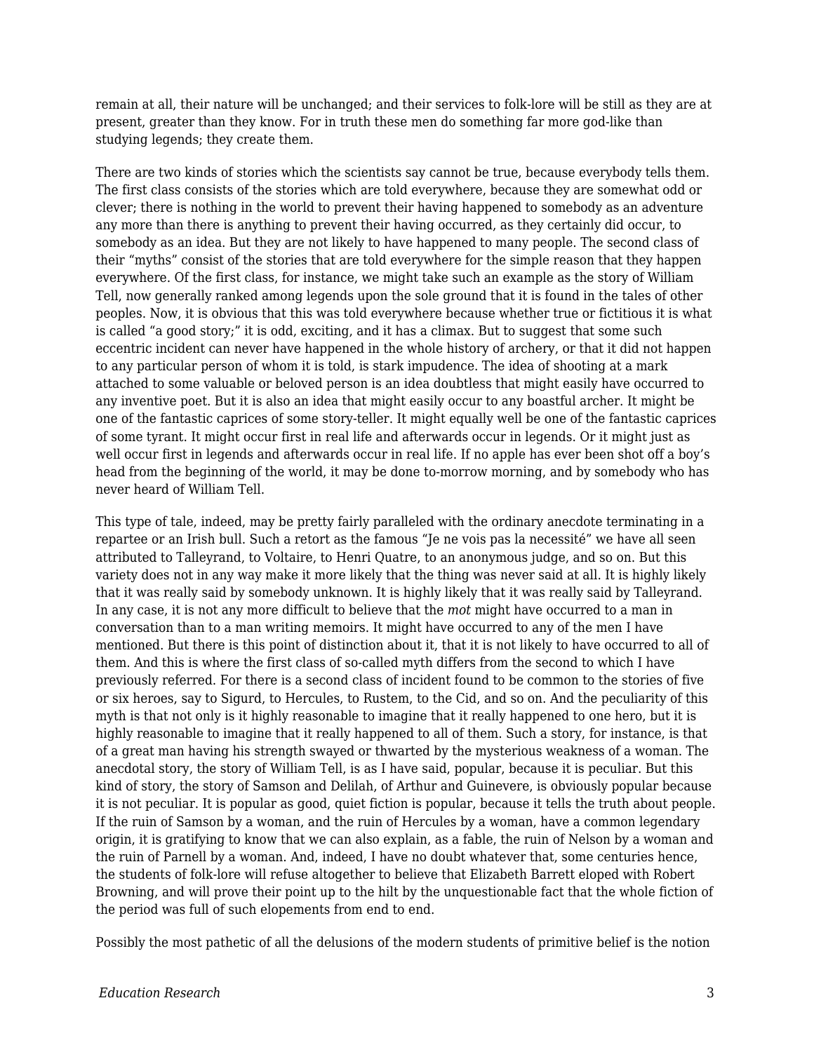remain at all, their nature will be unchanged; and their services to folk-lore will be still as they are at present, greater than they know. For in truth these men do something far more god-like than studying legends; they create them.

There are two kinds of stories which the scientists say cannot be true, because everybody tells them. The first class consists of the stories which are told everywhere, because they are somewhat odd or clever; there is nothing in the world to prevent their having happened to somebody as an adventure any more than there is anything to prevent their having occurred, as they certainly did occur, to somebody as an idea. But they are not likely to have happened to many people. The second class of their "myths" consist of the stories that are told everywhere for the simple reason that they happen everywhere. Of the first class, for instance, we might take such an example as the story of William Tell, now generally ranked among legends upon the sole ground that it is found in the tales of other peoples. Now, it is obvious that this was told everywhere because whether true or fictitious it is what is called "a good story;" it is odd, exciting, and it has a climax. But to suggest that some such eccentric incident can never have happened in the whole history of archery, or that it did not happen to any particular person of whom it is told, is stark impudence. The idea of shooting at a mark attached to some valuable or beloved person is an idea doubtless that might easily have occurred to any inventive poet. But it is also an idea that might easily occur to any boastful archer. It might be one of the fantastic caprices of some story-teller. It might equally well be one of the fantastic caprices of some tyrant. It might occur first in real life and afterwards occur in legends. Or it might just as well occur first in legends and afterwards occur in real life. If no apple has ever been shot off a boy's head from the beginning of the world, it may be done to-morrow morning, and by somebody who has never heard of William Tell.

This type of tale, indeed, may be pretty fairly paralleled with the ordinary anecdote terminating in a repartee or an Irish bull. Such a retort as the famous "Je ne vois pas la necessité" we have all seen attributed to Talleyrand, to Voltaire, to Henri Quatre, to an anonymous judge, and so on. But this variety does not in any way make it more likely that the thing was never said at all. It is highly likely that it was really said by somebody unknown. It is highly likely that it was really said by Talleyrand. In any case, it is not any more difficult to believe that the *mot* might have occurred to a man in conversation than to a man writing memoirs. It might have occurred to any of the men I have mentioned. But there is this point of distinction about it, that it is not likely to have occurred to all of them. And this is where the first class of so-called myth differs from the second to which I have previously referred. For there is a second class of incident found to be common to the stories of five or six heroes, say to Sigurd, to Hercules, to Rustem, to the Cid, and so on. And the peculiarity of this myth is that not only is it highly reasonable to imagine that it really happened to one hero, but it is highly reasonable to imagine that it really happened to all of them. Such a story, for instance, is that of a great man having his strength swayed or thwarted by the mysterious weakness of a woman. The anecdotal story, the story of William Tell, is as I have said, popular, because it is peculiar. But this kind of story, the story of Samson and Delilah, of Arthur and Guinevere, is obviously popular because it is not peculiar. It is popular as good, quiet fiction is popular, because it tells the truth about people. If the ruin of Samson by a woman, and the ruin of Hercules by a woman, have a common legendary origin, it is gratifying to know that we can also explain, as a fable, the ruin of Nelson by a woman and the ruin of Parnell by a woman. And, indeed, I have no doubt whatever that, some centuries hence, the students of folk-lore will refuse altogether to believe that Elizabeth Barrett eloped with Robert Browning, and will prove their point up to the hilt by the unquestionable fact that the whole fiction of the period was full of such elopements from end to end.

Possibly the most pathetic of all the delusions of the modern students of primitive belief is the notion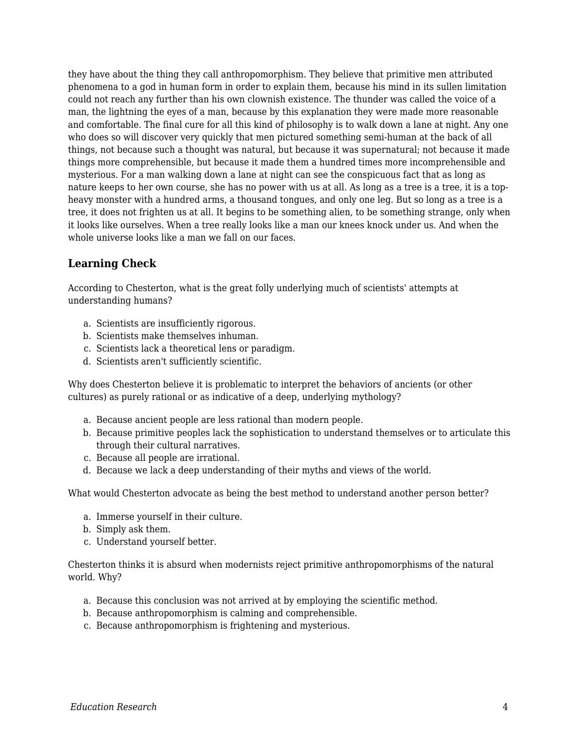they have about the thing they call anthropomorphism. They believe that primitive men attributed phenomena to a god in human form in order to explain them, because his mind in its sullen limitation could not reach any further than his own clownish existence. The thunder was called the voice of a man, the lightning the eyes of a man, because by this explanation they were made more reasonable and comfortable. The final cure for all this kind of philosophy is to walk down a lane at night. Any one who does so will discover very quickly that men pictured something semi-human at the back of all things, not because such a thought was natural, but because it was supernatural; not because it made things more comprehensible, but because it made them a hundred times more incomprehensible and mysterious. For a man walking down a lane at night can see the conspicuous fact that as long as nature keeps to her own course, she has no power with us at all. As long as a tree is a tree, it is a top-heavy monster with a hundred arms, a thousand tongues, and only one leg. But so long as a tree is a tree, it does not frighten us at all. It begins to be something alien, to be something strange, only when it looks like ourselves. When a tree really looks like a man our knees knock under us. And when the whole universe looks like a man we fall on our faces.

### Learning Check

According to Chesterton, what is the great folly underlying much of scientists' attempts at understanding humans?

a. Scientists are insufficiently rigorous.
b. Scientists make themselves inhuman.
c. Scientists lack a theoretical lens or paradigm.
d. Scientists aren't sufficiently scientific.

Why does Chesterton believe it is problematic to interpret the behaviors of ancients (or other cultures) as purely rational or as indicative of a deep, underlying mythology?

a. Because ancient people are less rational than modern people.
b. Because primitive peoples lack the sophistication to understand themselves or to articulate this through their cultural narratives.
c. Because all people are irrational.
d. Because we lack a deep understanding of their myths and views of the world.

What would Chesterton advocate as being the best method to understand another person better?

a. Immerse yourself in their culture.
b. Simply ask them.
c. Understand yourself better.

Chesterton thinks it is absurd when modernists reject primitive anthropomorphisms of the natural world. Why?

a. Because this conclusion was not arrived at by employing the scientific method.
b. Because anthropomorphism is calming and comprehensible.
c. Because anthropomorphism is frightening and mysterious.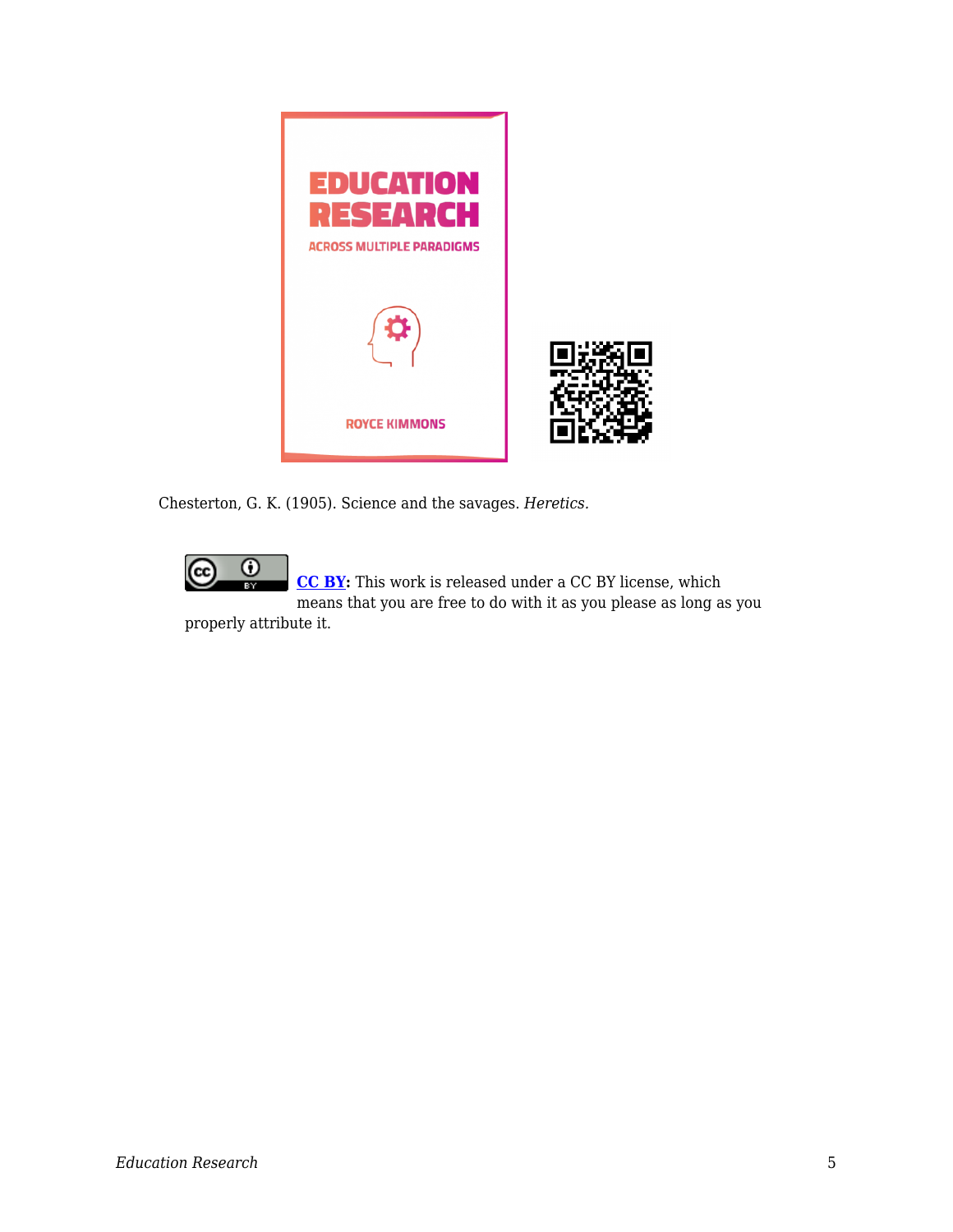Chesterton, G. K. (1905). Science and the savages. *Heretics.*

**CC BY:** This work is released under a CC BY license, which means that you are free to do with it as you please as long as you properly attribute it.